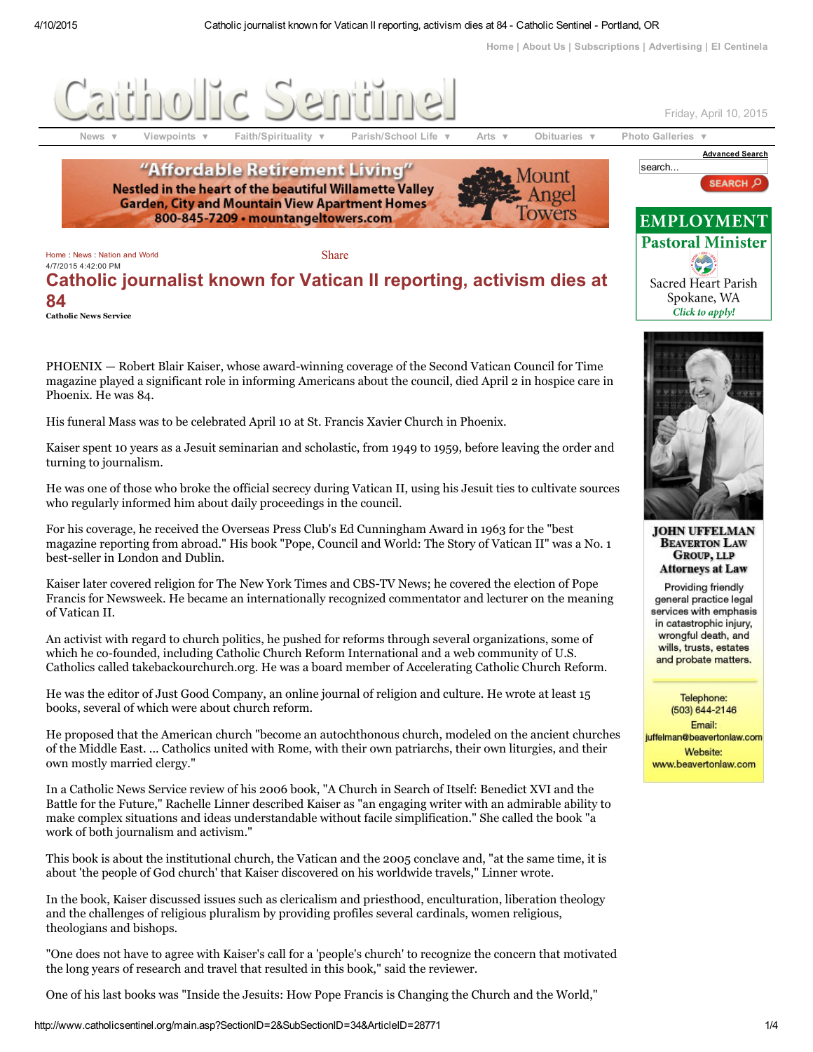Home : News : Nation and World

4/7/2015 4:42:00 PM

# Catholic journalist known for Vatican II reporting, activism dies at 84

**Catholic News Service**

PHOENIX — Robert Blair Kaiser, whose award-winning coverage of the Second Vatican Council for Time magazine played a significant role in informing Americans about the council, died April 2 in hospice care in Phoenix. He was 84.

His funeral Mass was to be celebrated April 10 at St. Francis Xavier Church in Phoenix.

Kaiser spent 10 years as a Jesuit seminarian and scholastic, from 1949 to 1959, before leaving the order and turning to journalism.

He was one of those who broke the official secrecy during Vatican II, using his Jesuit ties to cultivate sources who regularly informed him about daily proceedings in the council.

For his coverage, he received the Overseas Press Club's Ed Cunningham Award in 1963 for the "best magazine reporting from abroad." His book "Pope, Council and World: The Story of Vatican II" was a No. 1 best-seller in London and Dublin.

Kaiser later covered religion for The New York Times and CBS-TV News; he covered the election of Pope Francis for Newsweek. He became an internationally recognized commentator and lecturer on the meaning of Vatican II.

An activist with regard to church politics, he pushed for reforms through several organizations, some of which he co-founded, including Catholic Church Reform International and a web community of U.S. Catholics called takebackourchurch.org. He was a board member of Accelerating Catholic Church Reform.

He was the editor of Just Good Company, an online journal of religion and culture. He wrote at least 15 books, several of which were about church reform.

He proposed that the American church "become an autochthonous church, modeled on the ancient churches of the Middle East. ... Catholics united with Rome, with their own patriarchs, their own liturgies, and their own mostly married clergy."

In a Catholic News Service review of his 2006 book, "A Church in Search of Itself: Benedict XVI and the Battle for the Future," Rachelle Linner described Kaiser as "an engaging writer with an admirable ability to make complex situations and ideas understandable without facile simplification." She called the book "a work of both journalism and activism."

This book is about the institutional church, the Vatican and the 2005 conclave and, "at the same time, it is about 'the people of God church' that Kaiser discovered on his worldwide travels," Linner wrote.

In the book, Kaiser discussed issues such as clericalism and priesthood, enculturation, liberation theology and the challenges of religious pluralism by providing profiles several cardinals, women religious, theologians and bishops.

"One does not have to agree with Kaiser's call for a 'people's church' to recognize the concern that motivated the long years of research and travel that resulted in this book," said the reviewer.

One of his last books was "Inside the Jesuits: How Pope Francis is Changing the Church and the World,"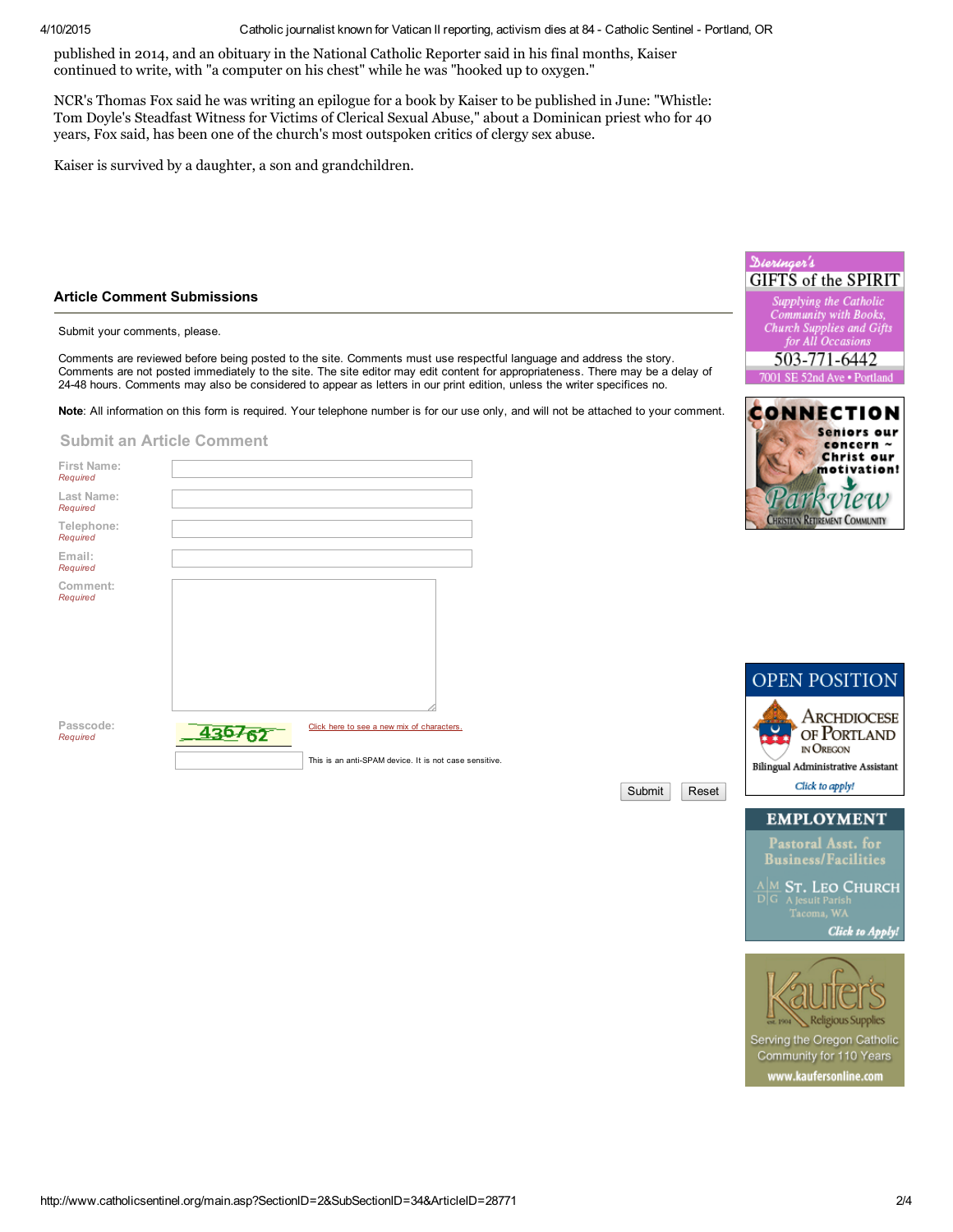published in 2014, and an obituary in the National Catholic Reporter said in his final months, Kaiser continued to write, with "a computer on his chest" while he was "hooked up to oxygen."

NCR's Thomas Fox said he was writing an epilogue for a book by Kaiser to be published in June: "Whistle: Tom Doyle's Steadfast Witness for Victims of Clerical Sexual Abuse," about a Dominican priest who for 40 years, Fox said, has been one of the church's most outspoken critics of clergy sex abuse.

Kaiser is survived by a daughter, a son and grandchildren.

### Article Comment Submissions

Submit your comments, please.

Comments are reviewed before being posted to the site. Comments must use respectful language and address the story. Comments are not posted immediately to the site. The site editor may edit content for appropriateness. There may be a delay of 24-48 hours. Comments may also be considered to appear as letters in our print edition, unless the writer specifices no.

**Note**: All information on this form is required. Your telephone number is for our use only, and will not be attached to your comment.

#### Submit an Article Comment

First Name: *Required*

Last Name: *Required*

Telephone: *Required*

Email: *Required*

Comment: *Required*

Passcode: *Required*

Click here to see a new mix of characters.

This is an anti-SPAM device. It is not case sensitive.

Submit Reset

Dieringer's GIFTS of the SPIRIT
Supplying the Catholic Community with Books, Church Supplies and Gifts for All Occasions
503-771-6442
7001 SE 52nd Ave • Portland

CONNECTION
Seniors our concern ~ Christ our motivation!
Parkview Christian Retirement Community

OPEN POSITION
Archdiocese of Portland in Oregon
Bilingual Administrative Assistant
Click to apply!

EMPLOYMENT
Pastoral Asst. for Business/Facilities
AMDG St. Leo Church
A Jesuit Parish
Tacoma, WA
Click to Apply!

Kaufer's est. 1904 Religious Supplies
Serving the Oregon Catholic Community for 110 Years
www.kaufersonline.com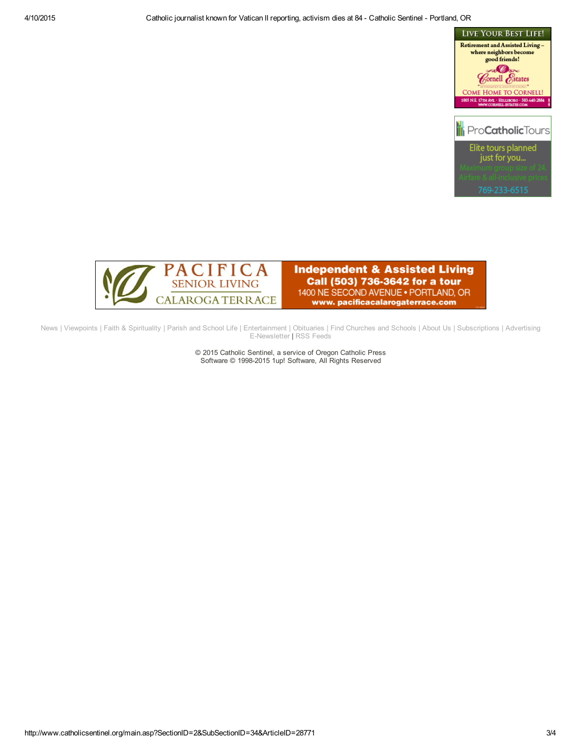LIVE YOUR BEST LIFE!

Retirement and Assisted Living – where neighbors become good friends!

Cornell Estates

COME HOME TO CORNELL!

1005 N.E. 17TH AVE. · HILLSBORO · 503-640-2884

WWW.CORNELL-ESTATES.COM

ProCatholicTours

Elite tours planned just for you...

Maximum group size of 24.

Airfare & all-inclusive prices

769-233-6515

PACIFICA SENIOR LIVING CALAROGA TERRACE

Independent & Assisted Living

Call (503) 736-3642 for a tour

1400 NE SECOND AVENUE • PORTLAND, OR

www. pacificacalarogaterrace.com

News | Viewpoints | Faith & Spirituality | Parish and School Life | Entertainment | Obituaries | Find Churches and Schools | About Us | Subscriptions | Advertising
E-Newsletter | RSS Feeds

© 2015 Catholic Sentinel, a service of Oregon Catholic Press
Software © 1998-2015 1up! Software, All Rights Reserved